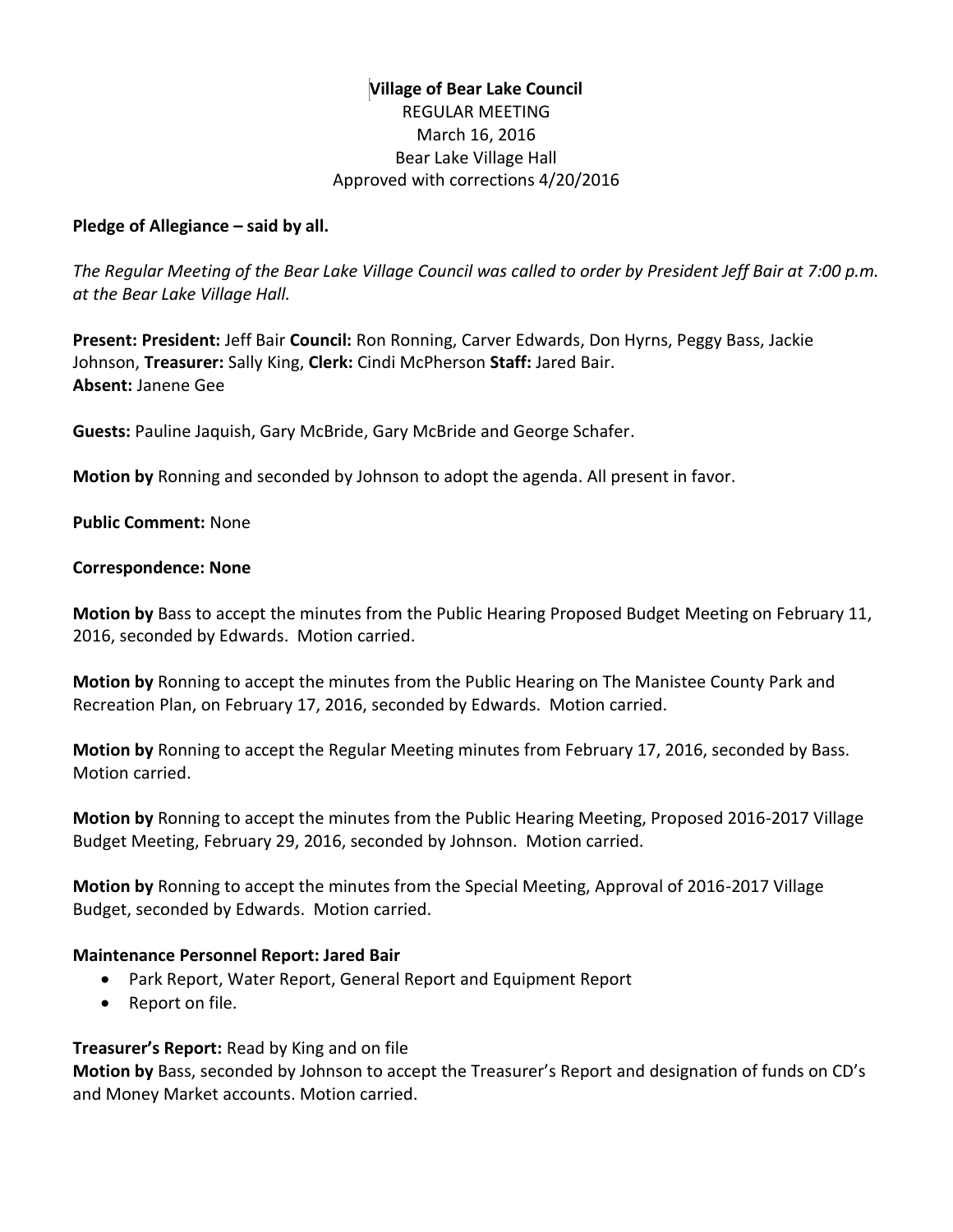**Village of Bear Lake Council**
REGULAR MEETING
March 16, 2016
Bear Lake Village Hall
Approved with corrections 4/20/2016

**Pledge of Allegiance – said by all.**

*The Regular Meeting of the Bear Lake Village Council was called to order by President Jeff Bair at 7:00 p.m. at the Bear Lake Village Hall.*

**Present: President:** Jeff Bair **Council:** Ron Ronning, Carver Edwards, Don Hyrns, Peggy Bass, Jackie Johnson, **Treasurer:** Sally King, **Clerk:** Cindi McPherson **Staff:** Jared Bair.
**Absent:** Janene Gee

**Guests:** Pauline Jaquish, Gary McBride, Gary McBride and George Schafer.

**Motion by** Ronning and seconded by Johnson to adopt the agenda. All present in favor.

**Public Comment:** None

**Correspondence: None**

**Motion by** Bass to accept the minutes from the Public Hearing Proposed Budget Meeting on February 11, 2016, seconded by Edwards. Motion carried.

**Motion by** Ronning to accept the minutes from the Public Hearing on The Manistee County Park and Recreation Plan, on February 17, 2016, seconded by Edwards. Motion carried.

**Motion by** Ronning to accept the Regular Meeting minutes from February 17, 2016, seconded by Bass. Motion carried.

**Motion by** Ronning to accept the minutes from the Public Hearing Meeting, Proposed 2016-2017 Village Budget Meeting, February 29, 2016, seconded by Johnson. Motion carried.

**Motion by** Ronning to accept the minutes from the Special Meeting, Approval of 2016-2017 Village Budget, seconded by Edwards. Motion carried.

**Maintenance Personnel Report: Jared Bair**

- Park Report, Water Report, General Report and Equipment Report
- Report on file.

**Treasurer's Report:** Read by King and on file
**Motion by** Bass, seconded by Johnson to accept the Treasurer's Report and designation of funds on CD's and Money Market accounts. Motion carried.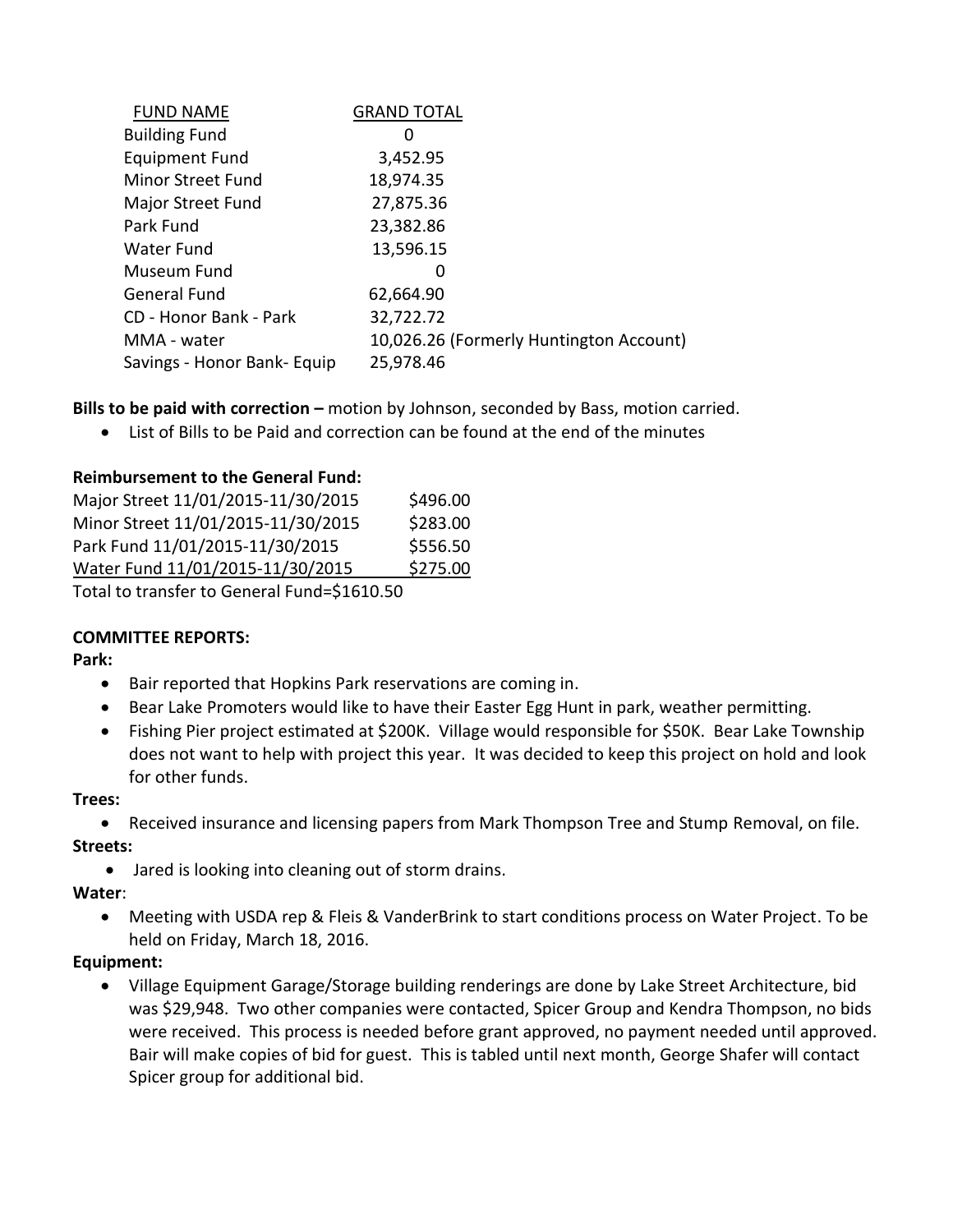| FUND NAME | GRAND TOTAL |
|---|---|
| Building Fund | 0 |
| Equipment Fund | 3,452.95 |
| Minor Street Fund | 18,974.35 |
| Major Street Fund | 27,875.36 |
| Park Fund | 23,382.86 |
| Water Fund | 13,596.15 |
| Museum Fund | 0 |
| General Fund | 62,664.90 |
| CD - Honor Bank - Park | 32,722.72 |
| MMA - water | 10,026.26 (Formerly Huntington Account) |
| Savings - Honor Bank- Equip | 25,978.46 |

**Bills to be paid with correction –** motion by Johnson, seconded by Bass, motion carried.

- List of Bills to be Paid and correction can be found at the end of the minutes

**Reimbursement to the General Fund:**

| | |
|---|---|
| Major Street 11/01/2015-11/30/2015 | $496.00 |
| Minor Street 11/01/2015-11/30/2015 | $283.00 |
| Park Fund 11/01/2015-11/30/2015 | $556.50 |
| Water Fund 11/01/2015-11/30/2015 | $275.00 |

Total to transfer to General Fund=$1610.50

**COMMITTEE REPORTS:**

**Park:**

- Bair reported that Hopkins Park reservations are coming in.
- Bear Lake Promoters would like to have their Easter Egg Hunt in park, weather permitting.
- Fishing Pier project estimated at $200K. Village would responsible for $50K. Bear Lake Township does not want to help with project this year. It was decided to keep this project on hold and look for other funds.

**Trees:**

- Received insurance and licensing papers from Mark Thompson Tree and Stump Removal, on file.

**Streets:**

- Jared is looking into cleaning out of storm drains.

**Water**:

- Meeting with USDA rep & Fleis & VanderBrink to start conditions process on Water Project. To be held on Friday, March 18, 2016.

**Equipment:**

- Village Equipment Garage/Storage building renderings are done by Lake Street Architecture, bid was $29,948. Two other companies were contacted, Spicer Group and Kendra Thompson, no bids were received. This process is needed before grant approved, no payment needed until approved. Bair will make copies of bid for guest. This is tabled until next month, George Shafer will contact Spicer group for additional bid.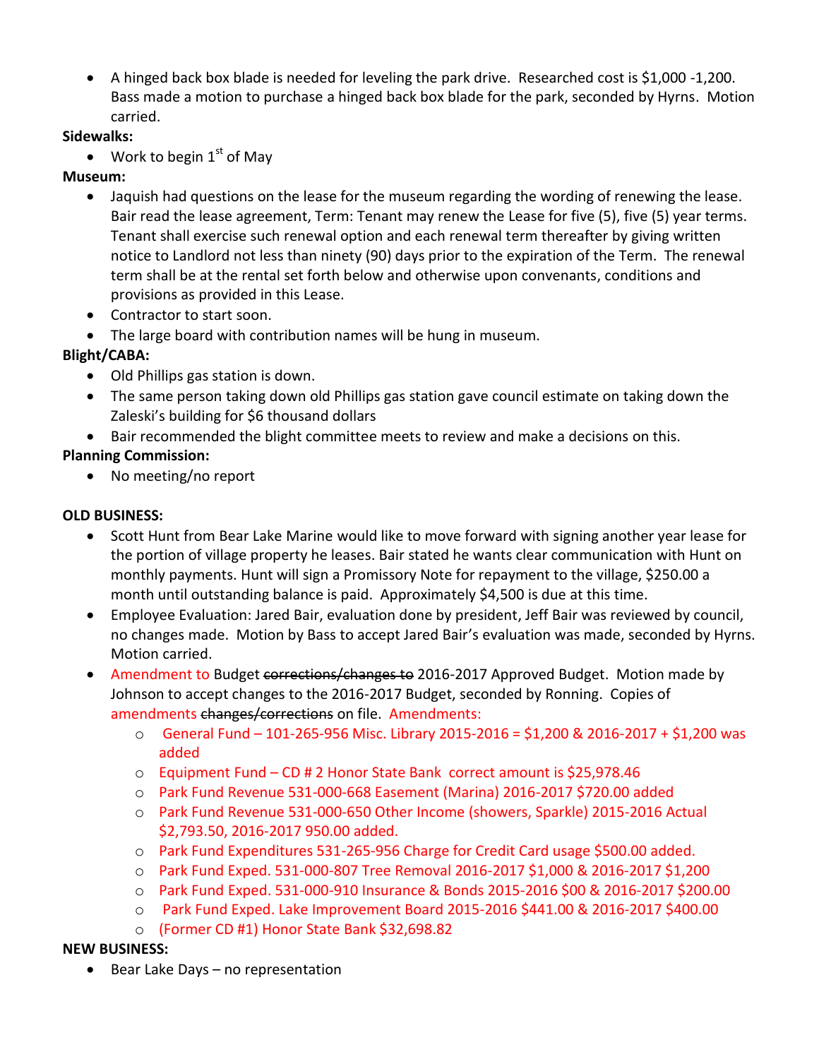- A hinged back box blade is needed for leveling the park drive. Researched cost is $1,000 -1,200. Bass made a motion to purchase a hinged back box blade for the park, seconded by Hyrns. Motion carried.

**Sidewalks:**

- Work to begin 1st of May

**Museum:**

- Jaquish had questions on the lease for the museum regarding the wording of renewing the lease. Bair read the lease agreement, Term: Tenant may renew the Lease for five (5), five (5) year terms. Tenant shall exercise such renewal option and each renewal term thereafter by giving written notice to Landlord not less than ninety (90) days prior to the expiration of the Term. The renewal term shall be at the rental set forth below and otherwise upon convenants, conditions and provisions as provided in this Lease.
- Contractor to start soon.
- The large board with contribution names will be hung in museum.

**Blight/CABA:**

- Old Phillips gas station is down.
- The same person taking down old Phillips gas station gave council estimate on taking down the Zaleski's building for $6 thousand dollars
- Bair recommended the blight committee meets to review and make a decisions on this.

**Planning Commission:**

- No meeting/no report

**OLD BUSINESS:**

- Scott Hunt from Bear Lake Marine would like to move forward with signing another year lease for the portion of village property he leases. Bair stated he wants clear communication with Hunt on monthly payments. Hunt will sign a Promissory Note for repayment to the village, $250.00 a month until outstanding balance is paid. Approximately $4,500 is due at this time.
- Employee Evaluation: Jared Bair, evaluation done by president, Jeff Bair was reviewed by council, no changes made. Motion by Bass to accept Jared Bair's evaluation was made, seconded by Hyrns. Motion carried.
- Amendment to Budget ~~corrections/changes to~~ 2016-2017 Approved Budget. Motion made by Johnson to accept changes to the 2016-2017 Budget, seconded by Ronning. Copies of amendments ~~changes/corrections~~ on file. Amendments:
  - General Fund – 101-265-956 Misc. Library 2015-2016 = $1,200 & 2016-2017 + $1,200 was added
  - Equipment Fund – CD # 2 Honor State Bank correct amount is $25,978.46
  - Park Fund Revenue 531-000-668 Easement (Marina) 2016-2017 $720.00 added
  - Park Fund Revenue 531-000-650 Other Income (showers, Sparkle) 2015-2016 Actual $2,793.50, 2016-2017 950.00 added.
  - Park Fund Expenditures 531-265-956 Charge for Credit Card usage $500.00 added.
  - Park Fund Exped. 531-000-807 Tree Removal 2016-2017 $1,000 & 2016-2017 $1,200
  - Park Fund Exped. 531-000-910 Insurance & Bonds 2015-2016 $00 & 2016-2017 $200.00
  - Park Fund Exped. Lake Improvement Board 2015-2016 $441.00 & 2016-2017 $400.00
  - (Former CD #1) Honor State Bank $32,698.82

**NEW BUSINESS:**

- Bear Lake Days – no representation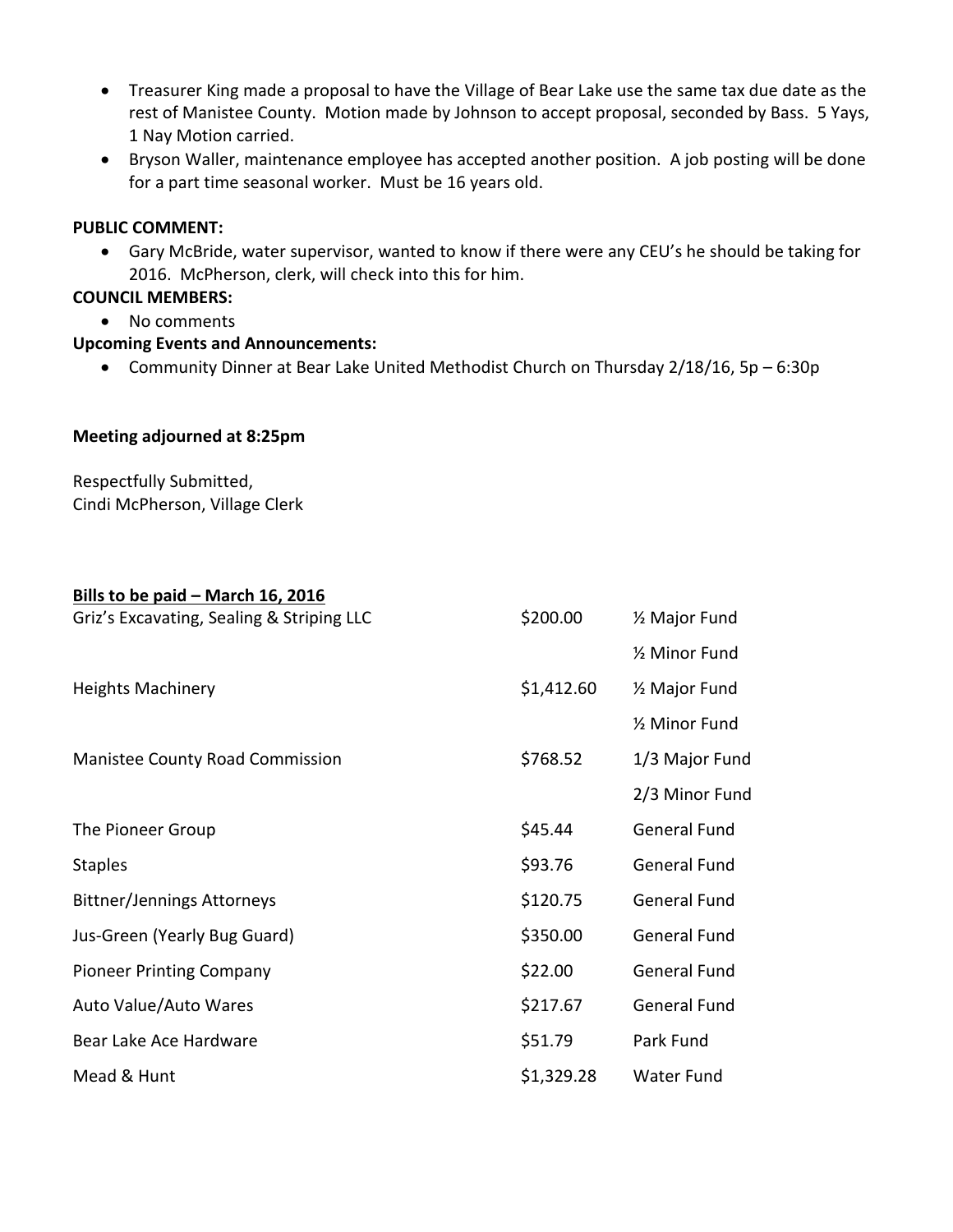- Treasurer King made a proposal to have the Village of Bear Lake use the same tax due date as the rest of Manistee County. Motion made by Johnson to accept proposal, seconded by Bass. 5 Yays, 1 Nay Motion carried.
- Bryson Waller, maintenance employee has accepted another position. A job posting will be done for a part time seasonal worker. Must be 16 years old.

**PUBLIC COMMENT:**

- Gary McBride, water supervisor, wanted to know if there were any CEU's he should be taking for 2016. McPherson, clerk, will check into this for him.

**COUNCIL MEMBERS:**

- No comments

**Upcoming Events and Announcements:**

- Community Dinner at Bear Lake United Methodist Church on Thursday 2/18/16, 5p – 6:30p

**Meeting adjourned at 8:25pm**

Respectfully Submitted,
Cindi McPherson, Village Clerk

**Bills to be paid – March 16, 2016**

| | | |
|---|---|---|
| Griz's Excavating, Sealing & Striping LLC | $200.00 | ½ Major Fund |
| | | ½ Minor Fund |
| Heights Machinery | $1,412.60 | ½ Major Fund |
| | | ½ Minor Fund |
| Manistee County Road Commission | $768.52 | 1/3 Major Fund |
| | | 2/3 Minor Fund |
| The Pioneer Group | $45.44 | General Fund |
| Staples | $93.76 | General Fund |
| Bittner/Jennings Attorneys | $120.75 | General Fund |
| Jus-Green (Yearly Bug Guard) | $350.00 | General Fund |
| Pioneer Printing Company | $22.00 | General Fund |
| Auto Value/Auto Wares | $217.67 | General Fund |
| Bear Lake Ace Hardware | $51.79 | Park Fund |
| Mead & Hunt | $1,329.28 | Water Fund |